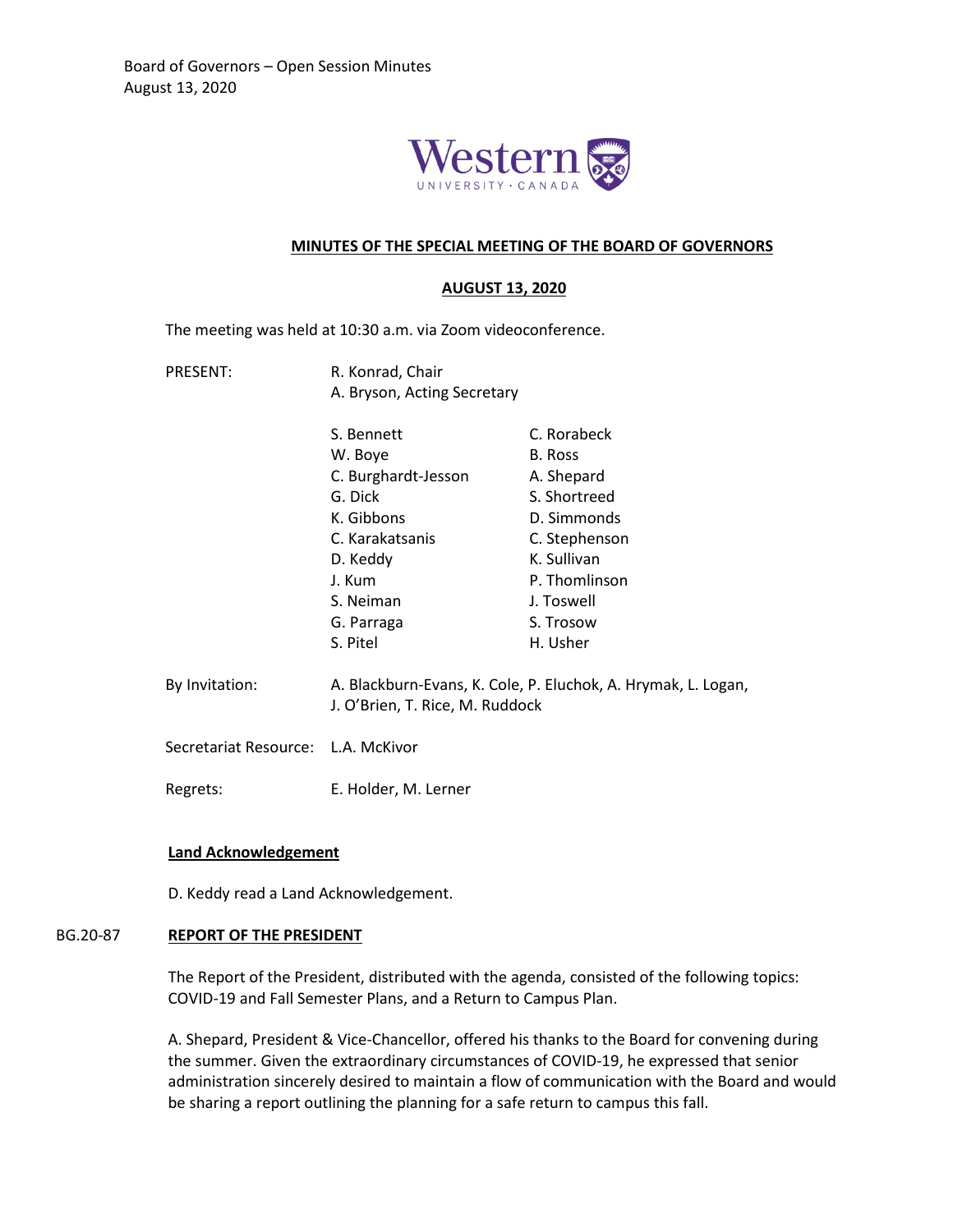## MINUTES OF THE SPECIAL MEETING OF THE BOARD OF GOVERNORS

## AUGUST 13, 2020

The meeting was held at 10:30 a.m. via Zoom videoconference.

PRESENT: R. Konrad, Chair
A. Bryson, Acting Secretary

S. Bennett
W. Boye
C. Burghardt-Jesson
G. Dick
K. Gibbons
C. Karakatsanis
D. Keddy
J. Kum
S. Neiman
G. Parraga
S. Pitel
C. Rorabeck
B. Ross
A. Shepard
S. Shortreed
D. Simmonds
C. Stephenson
K. Sullivan
P. Thomlinson
J. Toswell
S. Trosow
H. Usher

By Invitation: A. Blackburn-Evans, K. Cole, P. Eluchok, A. Hrymak, L. Logan, J. O'Brien, T. Rice, M. Ruddock

Secretariat Resource: L.A. McKivor

Regrets: E. Holder, M. Lerner

**Land Acknowledgement**

D. Keddy read a Land Acknowledgement.

BG.20-87 **REPORT OF THE PRESIDENT**

The Report of the President, distributed with the agenda, consisted of the following topics: COVID-19 and Fall Semester Plans, and a Return to Campus Plan.

A. Shepard, President & Vice-Chancellor, offered his thanks to the Board for convening during the summer. Given the extraordinary circumstances of COVID-19, he expressed that senior administration sincerely desired to maintain a flow of communication with the Board and would be sharing a report outlining the planning for a safe return to campus this fall.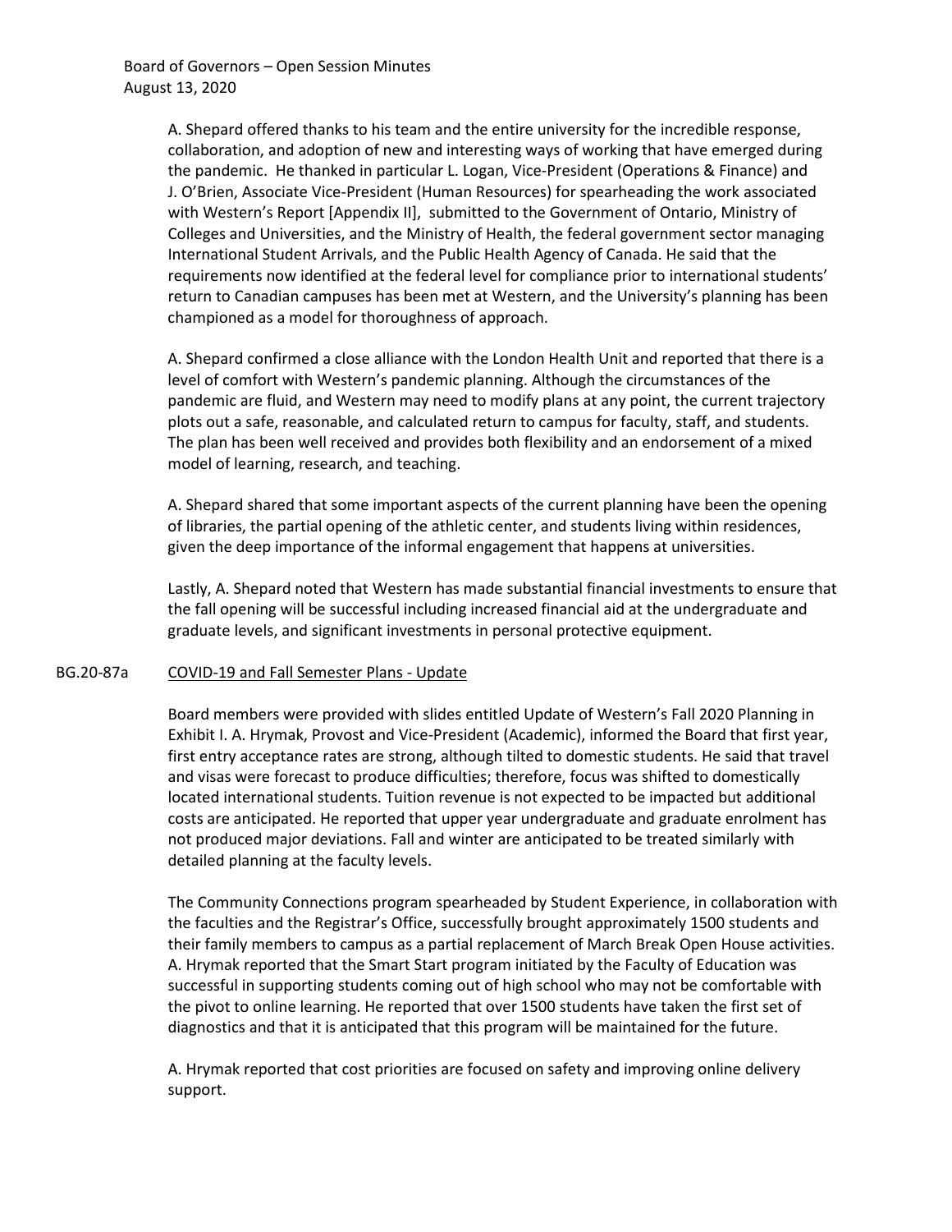A. Shepard offered thanks to his team and the entire university for the incredible response, collaboration, and adoption of new and interesting ways of working that have emerged during the pandemic. He thanked in particular L. Logan, Vice-President (Operations & Finance) and J. O'Brien, Associate Vice-President (Human Resources) for spearheading the work associated with Western's Report [Appendix II], submitted to the Government of Ontario, Ministry of Colleges and Universities, and the Ministry of Health, the federal government sector managing International Student Arrivals, and the Public Health Agency of Canada. He said that the requirements now identified at the federal level for compliance prior to international students' return to Canadian campuses has been met at Western, and the University's planning has been championed as a model for thoroughness of approach.

A. Shepard confirmed a close alliance with the London Health Unit and reported that there is a level of comfort with Western's pandemic planning. Although the circumstances of the pandemic are fluid, and Western may need to modify plans at any point, the current trajectory plots out a safe, reasonable, and calculated return to campus for faculty, staff, and students. The plan has been well received and provides both flexibility and an endorsement of a mixed model of learning, research, and teaching.

A. Shepard shared that some important aspects of the current planning have been the opening of libraries, the partial opening of the athletic center, and students living within residences, given the deep importance of the informal engagement that happens at universities.

Lastly, A. Shepard noted that Western has made substantial financial investments to ensure that the fall opening will be successful including increased financial aid at the undergraduate and graduate levels, and significant investments in personal protective equipment.

## BG.20-87a COVID-19 and Fall Semester Plans - Update

Board members were provided with slides entitled Update of Western's Fall 2020 Planning in Exhibit I. A. Hrymak, Provost and Vice-President (Academic), informed the Board that first year, first entry acceptance rates are strong, although tilted to domestic students. He said that travel and visas were forecast to produce difficulties; therefore, focus was shifted to domestically located international students. Tuition revenue is not expected to be impacted but additional costs are anticipated. He reported that upper year undergraduate and graduate enrolment has not produced major deviations. Fall and winter are anticipated to be treated similarly with detailed planning at the faculty levels.

The Community Connections program spearheaded by Student Experience, in collaboration with the faculties and the Registrar's Office, successfully brought approximately 1500 students and their family members to campus as a partial replacement of March Break Open House activities. A. Hrymak reported that the Smart Start program initiated by the Faculty of Education was successful in supporting students coming out of high school who may not be comfortable with the pivot to online learning. He reported that over 1500 students have taken the first set of diagnostics and that it is anticipated that this program will be maintained for the future.

A. Hrymak reported that cost priorities are focused on safety and improving online delivery support.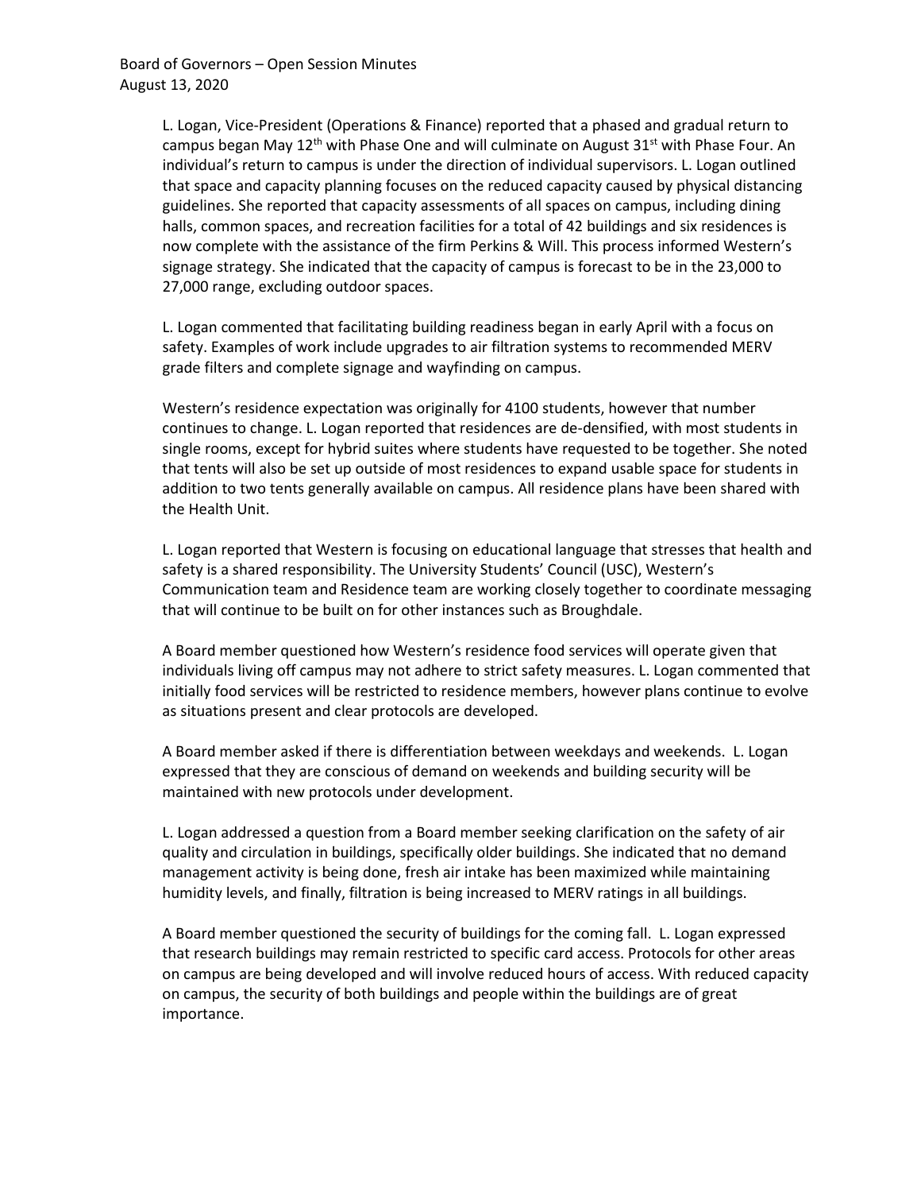L. Logan, Vice-President (Operations & Finance) reported that a phased and gradual return to campus began May 12th with Phase One and will culminate on August 31st with Phase Four. An individual's return to campus is under the direction of individual supervisors. L. Logan outlined that space and capacity planning focuses on the reduced capacity caused by physical distancing guidelines. She reported that capacity assessments of all spaces on campus, including dining halls, common spaces, and recreation facilities for a total of 42 buildings and six residences is now complete with the assistance of the firm Perkins & Will. This process informed Western's signage strategy. She indicated that the capacity of campus is forecast to be in the 23,000 to 27,000 range, excluding outdoor spaces.

L. Logan commented that facilitating building readiness began in early April with a focus on safety. Examples of work include upgrades to air filtration systems to recommended MERV grade filters and complete signage and wayfinding on campus.

Western's residence expectation was originally for 4100 students, however that number continues to change. L. Logan reported that residences are de-densified, with most students in single rooms, except for hybrid suites where students have requested to be together. She noted that tents will also be set up outside of most residences to expand usable space for students in addition to two tents generally available on campus. All residence plans have been shared with the Health Unit.

L. Logan reported that Western is focusing on educational language that stresses that health and safety is a shared responsibility. The University Students' Council (USC), Western's Communication team and Residence team are working closely together to coordinate messaging that will continue to be built on for other instances such as Broughdale.

A Board member questioned how Western's residence food services will operate given that individuals living off campus may not adhere to strict safety measures. L. Logan commented that initially food services will be restricted to residence members, however plans continue to evolve as situations present and clear protocols are developed.

A Board member asked if there is differentiation between weekdays and weekends. L. Logan expressed that they are conscious of demand on weekends and building security will be maintained with new protocols under development.

L. Logan addressed a question from a Board member seeking clarification on the safety of air quality and circulation in buildings, specifically older buildings. She indicated that no demand management activity is being done, fresh air intake has been maximized while maintaining humidity levels, and finally, filtration is being increased to MERV ratings in all buildings.

A Board member questioned the security of buildings for the coming fall. L. Logan expressed that research buildings may remain restricted to specific card access. Protocols for other areas on campus are being developed and will involve reduced hours of access. With reduced capacity on campus, the security of both buildings and people within the buildings are of great importance.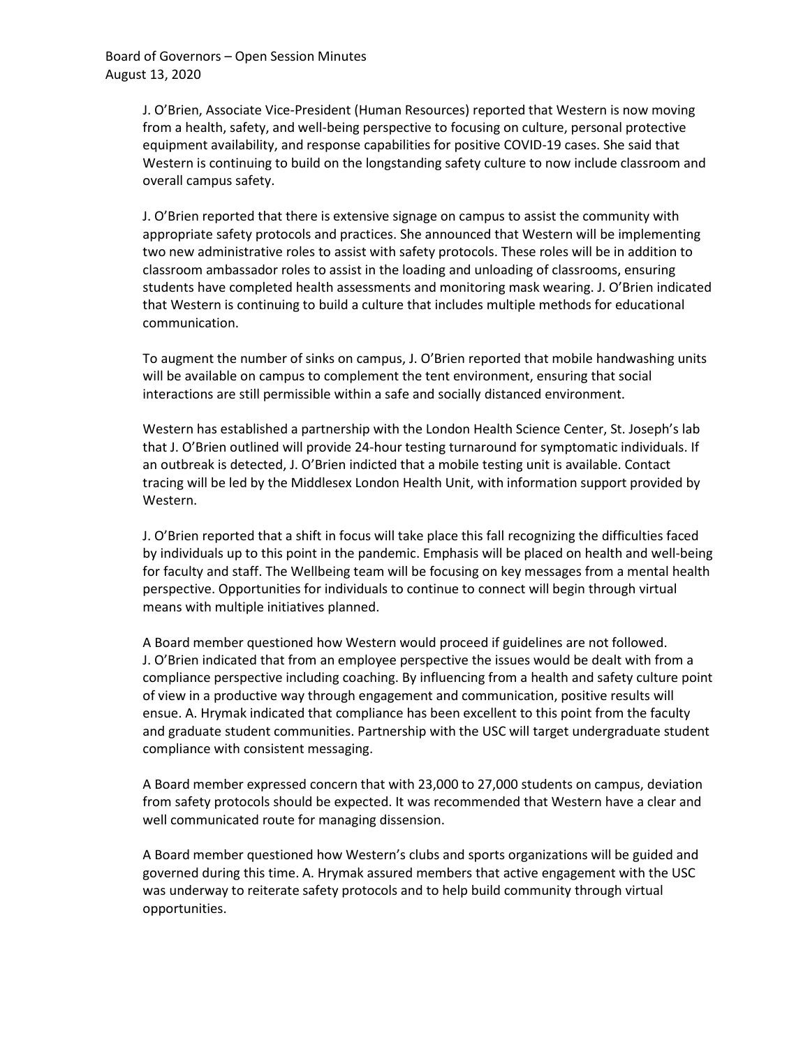J. O'Brien, Associate Vice-President (Human Resources) reported that Western is now moving from a health, safety, and well-being perspective to focusing on culture, personal protective equipment availability, and response capabilities for positive COVID-19 cases. She said that Western is continuing to build on the longstanding safety culture to now include classroom and overall campus safety.

J. O'Brien reported that there is extensive signage on campus to assist the community with appropriate safety protocols and practices. She announced that Western will be implementing two new administrative roles to assist with safety protocols. These roles will be in addition to classroom ambassador roles to assist in the loading and unloading of classrooms, ensuring students have completed health assessments and monitoring mask wearing. J. O'Brien indicated that Western is continuing to build a culture that includes multiple methods for educational communication.

To augment the number of sinks on campus, J. O'Brien reported that mobile handwashing units will be available on campus to complement the tent environment, ensuring that social interactions are still permissible within a safe and socially distanced environment.

Western has established a partnership with the London Health Science Center, St. Joseph's lab that J. O'Brien outlined will provide 24-hour testing turnaround for symptomatic individuals. If an outbreak is detected, J. O'Brien indicted that a mobile testing unit is available. Contact tracing will be led by the Middlesex London Health Unit, with information support provided by Western.

J. O'Brien reported that a shift in focus will take place this fall recognizing the difficulties faced by individuals up to this point in the pandemic. Emphasis will be placed on health and well-being for faculty and staff. The Wellbeing team will be focusing on key messages from a mental health perspective. Opportunities for individuals to continue to connect will begin through virtual means with multiple initiatives planned.

A Board member questioned how Western would proceed if guidelines are not followed. J. O'Brien indicated that from an employee perspective the issues would be dealt with from a compliance perspective including coaching. By influencing from a health and safety culture point of view in a productive way through engagement and communication, positive results will ensue. A. Hrymak indicated that compliance has been excellent to this point from the faculty and graduate student communities. Partnership with the USC will target undergraduate student compliance with consistent messaging.

A Board member expressed concern that with 23,000 to 27,000 students on campus, deviation from safety protocols should be expected. It was recommended that Western have a clear and well communicated route for managing dissension.

A Board member questioned how Western's clubs and sports organizations will be guided and governed during this time. A. Hrymak assured members that active engagement with the USC was underway to reiterate safety protocols and to help build community through virtual opportunities.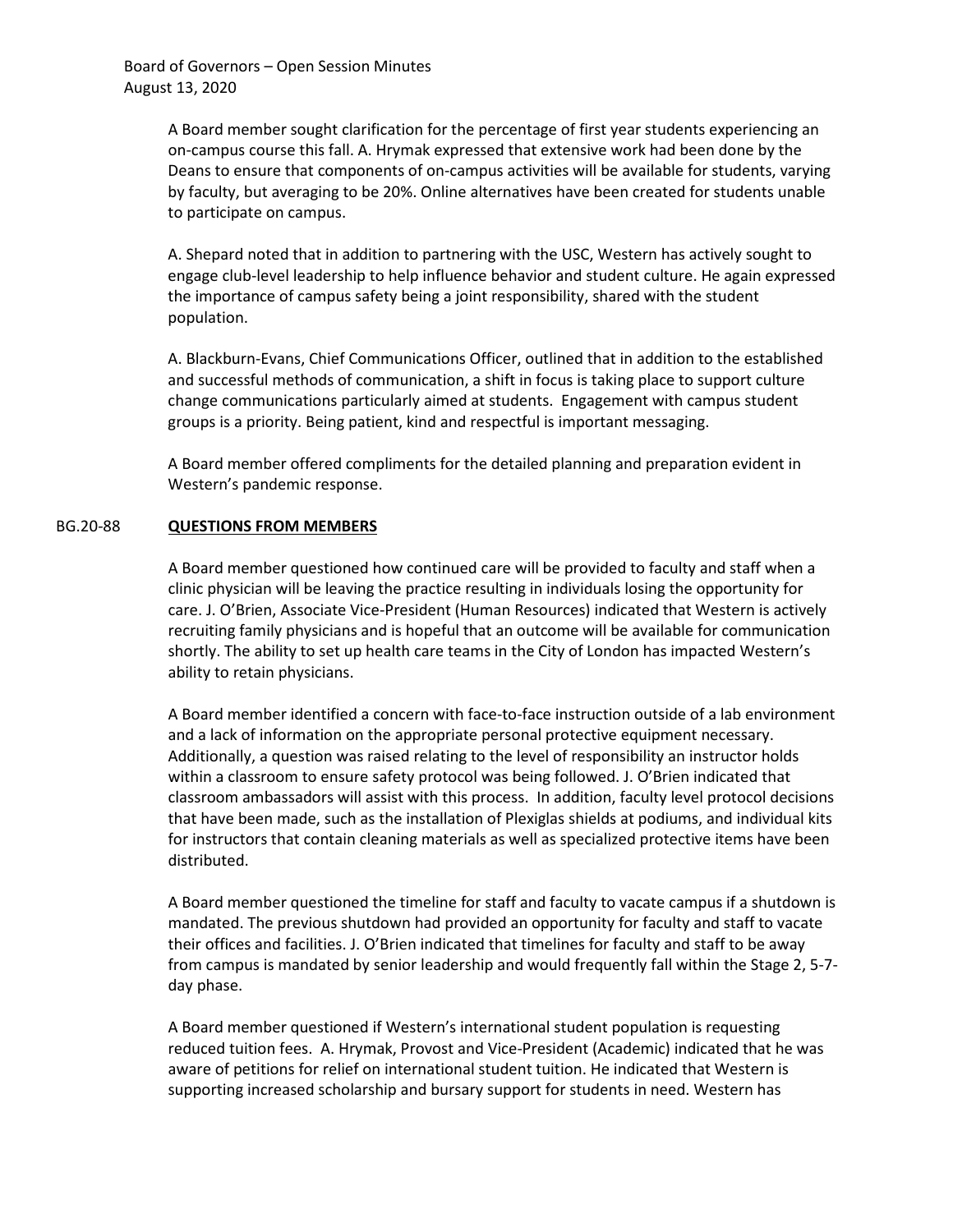A Board member sought clarification for the percentage of first year students experiencing an on-campus course this fall. A. Hrymak expressed that extensive work had been done by the Deans to ensure that components of on-campus activities will be available for students, varying by faculty, but averaging to be 20%. Online alternatives have been created for students unable to participate on campus.

A. Shepard noted that in addition to partnering with the USC, Western has actively sought to engage club-level leadership to help influence behavior and student culture. He again expressed the importance of campus safety being a joint responsibility, shared with the student population.

A. Blackburn-Evans, Chief Communications Officer, outlined that in addition to the established and successful methods of communication, a shift in focus is taking place to support culture change communications particularly aimed at students. Engagement with campus student groups is a priority. Being patient, kind and respectful is important messaging.

A Board member offered compliments for the detailed planning and preparation evident in Western's pandemic response.

## BG.20-88 QUESTIONS FROM MEMBERS

A Board member questioned how continued care will be provided to faculty and staff when a clinic physician will be leaving the practice resulting in individuals losing the opportunity for care. J. O'Brien, Associate Vice-President (Human Resources) indicated that Western is actively recruiting family physicians and is hopeful that an outcome will be available for communication shortly. The ability to set up health care teams in the City of London has impacted Western's ability to retain physicians.

A Board member identified a concern with face-to-face instruction outside of a lab environment and a lack of information on the appropriate personal protective equipment necessary. Additionally, a question was raised relating to the level of responsibility an instructor holds within a classroom to ensure safety protocol was being followed. J. O'Brien indicated that classroom ambassadors will assist with this process. In addition, faculty level protocol decisions that have been made, such as the installation of Plexiglas shields at podiums, and individual kits for instructors that contain cleaning materials as well as specialized protective items have been distributed.

A Board member questioned the timeline for staff and faculty to vacate campus if a shutdown is mandated. The previous shutdown had provided an opportunity for faculty and staff to vacate their offices and facilities. J. O'Brien indicated that timelines for faculty and staff to be away from campus is mandated by senior leadership and would frequently fall within the Stage 2, 5-7-day phase.

A Board member questioned if Western's international student population is requesting reduced tuition fees. A. Hrymak, Provost and Vice-President (Academic) indicated that he was aware of petitions for relief on international student tuition. He indicated that Western is supporting increased scholarship and bursary support for students in need. Western has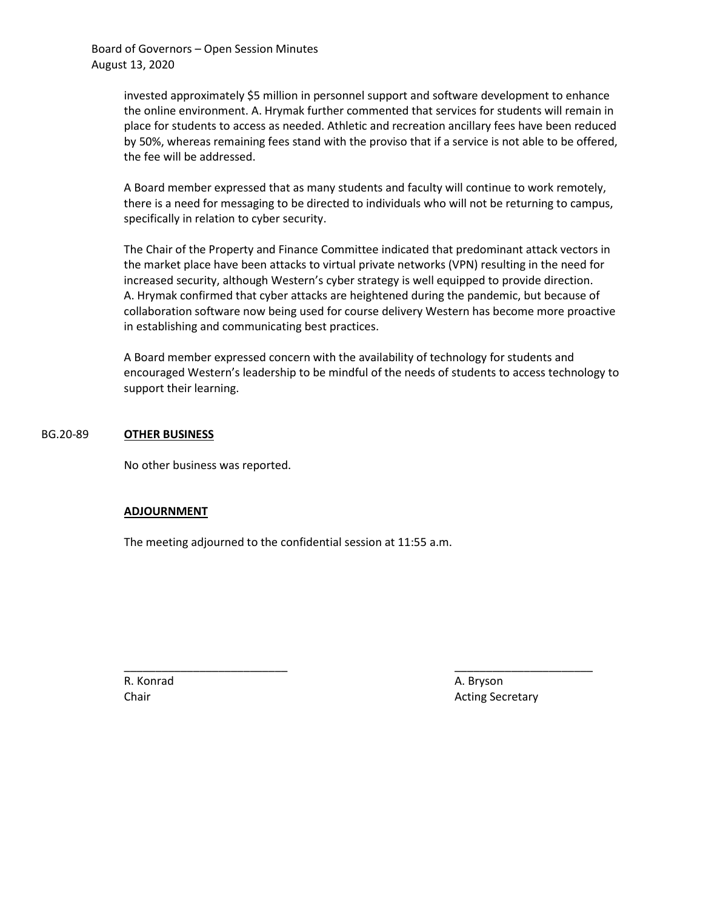invested approximately $5 million in personnel support and software development to enhance the online environment. A. Hrymak further commented that services for students will remain in place for students to access as needed. Athletic and recreation ancillary fees have been reduced by 50%, whereas remaining fees stand with the proviso that if a service is not able to be offered, the fee will be addressed.

A Board member expressed that as many students and faculty will continue to work remotely, there is a need for messaging to be directed to individuals who will not be returning to campus, specifically in relation to cyber security.

The Chair of the Property and Finance Committee indicated that predominant attack vectors in the market place have been attacks to virtual private networks (VPN) resulting in the need for increased security, although Western's cyber strategy is well equipped to provide direction. A. Hrymak confirmed that cyber attacks are heightened during the pandemic, but because of collaboration software now being used for course delivery Western has become more proactive in establishing and communicating best practices.

A Board member expressed concern with the availability of technology for students and encouraged Western's leadership to be mindful of the needs of students to access technology to support their learning.

BG.20-89 **OTHER BUSINESS**

No other business was reported.

**ADJOURNMENT**

The meeting adjourned to the confidential session at 11:55 a.m.

___________________________ ______________________

R. Konrad
Chair

A. Bryson
Acting Secretary